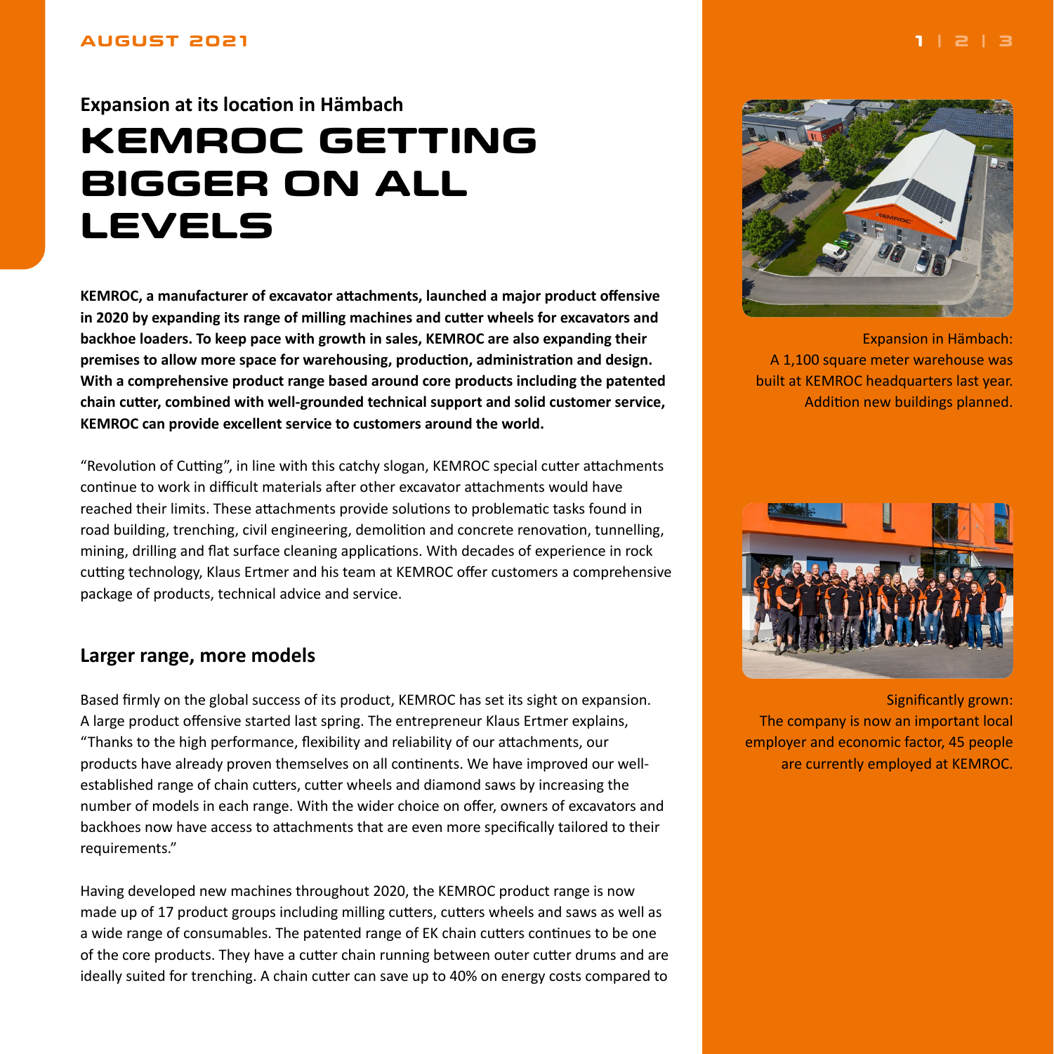Expansion at its location in Hämbach

# KEMROC GETTING BIGGER ON ALL LEVELS

**KEMROC, a manufacturer of excavator attachments, launched a major product offensive in 2020 by expanding its range of milling machines and cutter wheels for excavators and backhoe loaders. To keep pace with growth in sales, KEMROC are also expanding their premises to allow more space for warehousing, production, administration and design. With a comprehensive product range based around core products including the patented chain cutter, combined with well-grounded technical support and solid customer service, KEMROC can provide excellent service to customers around the world.**

"Revolution of Cutting", in line with this catchy slogan, KEMROC special cutter attachments continue to work in difficult materials after other excavator attachments would have reached their limits. These attachments provide solutions to problematic tasks found in road building, trenching, civil engineering, demolition and concrete renovation, tunnelling, mining, drilling and flat surface cleaning applications. With decades of experience in rock cutting technology, Klaus Ertmer and his team at KEMROC offer customers a comprehensive package of products, technical advice and service.

## Larger range, more models

Based firmly on the global success of its product, KEMROC has set its sight on expansion. A large product offensive started last spring. The entrepreneur Klaus Ertmer explains, "Thanks to the high performance, flexibility and reliability of our attachments, our products have already proven themselves on all continents. We have improved our well-established range of chain cutters, cutter wheels and diamond saws by increasing the number of models in each range. With the wider choice on offer, owners of excavators and backhoes now have access to attachments that are even more specifically tailored to their requirements."

Having developed new machines throughout 2020, the KEMROC product range is now made up of 17 product groups including milling cutters, cutters wheels and saws as well as a wide range of consumables. The patented range of EK chain cutters continues to be one of the core products. They have a cutter chain running between outer cutter drums and are ideally suited for trenching. A chain cutter can save up to 40% on energy costs compared to

Expansion in Hämbach:
A 1,100 square meter warehouse was built at KEMROC headquarters last year. Addition new buildings planned.

Significantly grown:
The company is now an important local employer and economic factor, 45 people are currently employed at KEMROC.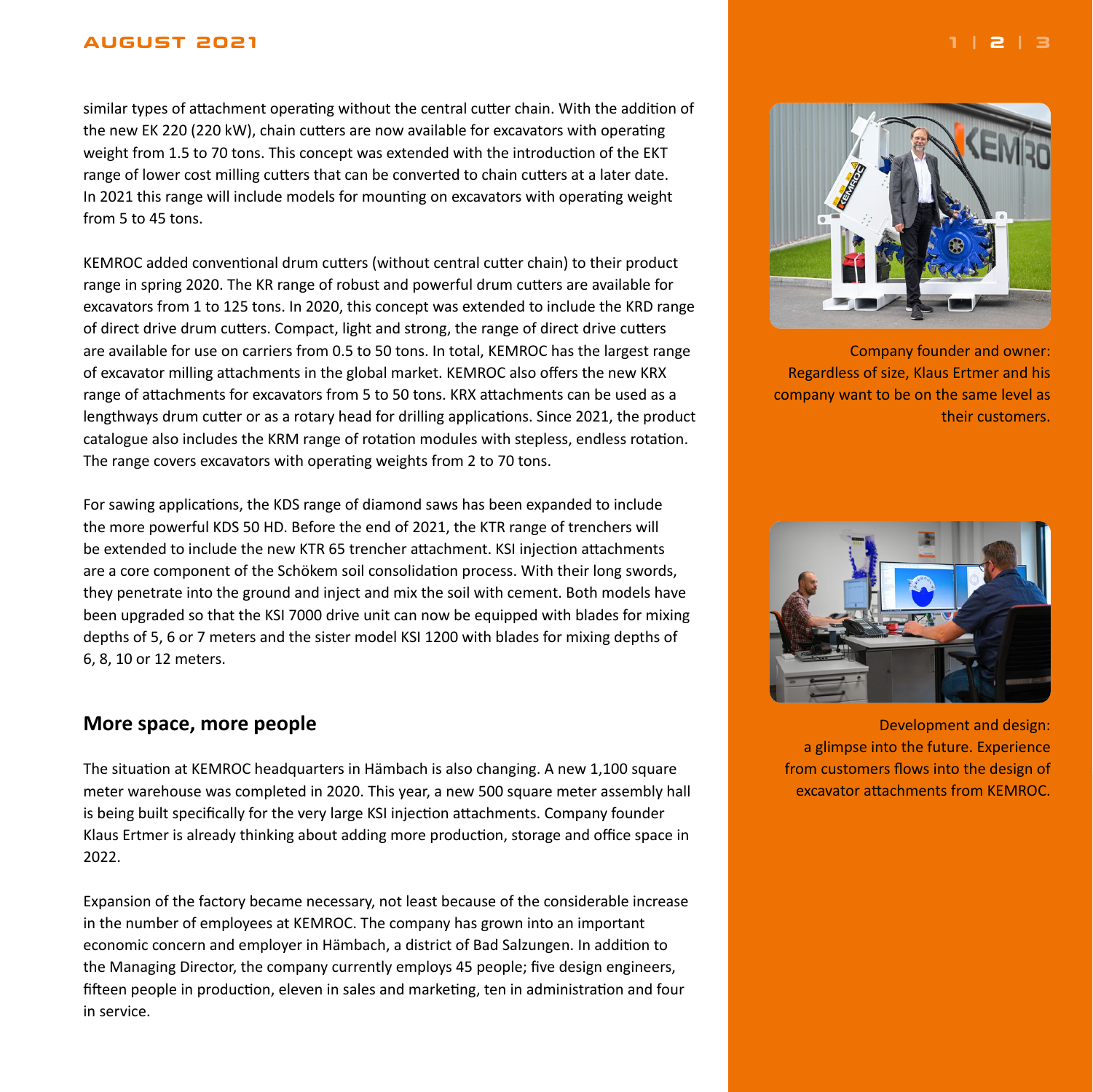similar types of attachment operating without the central cutter chain. With the addition of the new EK 220 (220 kW), chain cutters are now available for excavators with operating weight from 1.5 to 70 tons. This concept was extended with the introduction of the EKT range of lower cost milling cutters that can be converted to chain cutters at a later date. In 2021 this range will include models for mounting on excavators with operating weight from 5 to 45 tons.

KEMROC added conventional drum cutters (without central cutter chain) to their product range in spring 2020. The KR range of robust and powerful drum cutters are available for excavators from 1 to 125 tons. In 2020, this concept was extended to include the KRD range of direct drive drum cutters. Compact, light and strong, the range of direct drive cutters are available for use on carriers from 0.5 to 50 tons. In total, KEMROC has the largest range of excavator milling attachments in the global market. KEMROC also offers the new KRX range of attachments for excavators from 5 to 50 tons. KRX attachments can be used as a lengthways drum cutter or as a rotary head for drilling applications. Since 2021, the product catalogue also includes the KRM range of rotation modules with stepless, endless rotation. The range covers excavators with operating weights from 2 to 70 tons.

For sawing applications, the KDS range of diamond saws has been expanded to include the more powerful KDS 50 HD. Before the end of 2021, the KTR range of trenchers will be extended to include the new KTR 65 trencher attachment. KSI injection attachments are a core component of the Schökem soil consolidation process. With their long swords, they penetrate into the ground and inject and mix the soil with cement. Both models have been upgraded so that the KSI 7000 drive unit can now be equipped with blades for mixing depths of 5, 6 or 7 meters and the sister model KSI 1200 with blades for mixing depths of 6, 8, 10 or 12 meters.

## More space, more people

The situation at KEMROC headquarters in Hämbach is also changing. A new 1,100 square meter warehouse was completed in 2020. This year, a new 500 square meter assembly hall is being built specifically for the very large KSI injection attachments. Company founder Klaus Ertmer is already thinking about adding more production, storage and office space in 2022.

Expansion of the factory became necessary, not least because of the considerable increase in the number of employees at KEMROC. The company has grown into an important economic concern and employer in Hämbach, a district of Bad Salzungen. In addition to the Managing Director, the company currently employs 45 people; five design engineers, fifteen people in production, eleven in sales and marketing, ten in administration and four in service.

Company founder and owner: Regardless of size, Klaus Ertmer and his company want to be on the same level as their customers.

Development and design: a glimpse into the future. Experience from customers flows into the design of excavator attachments from KEMROC.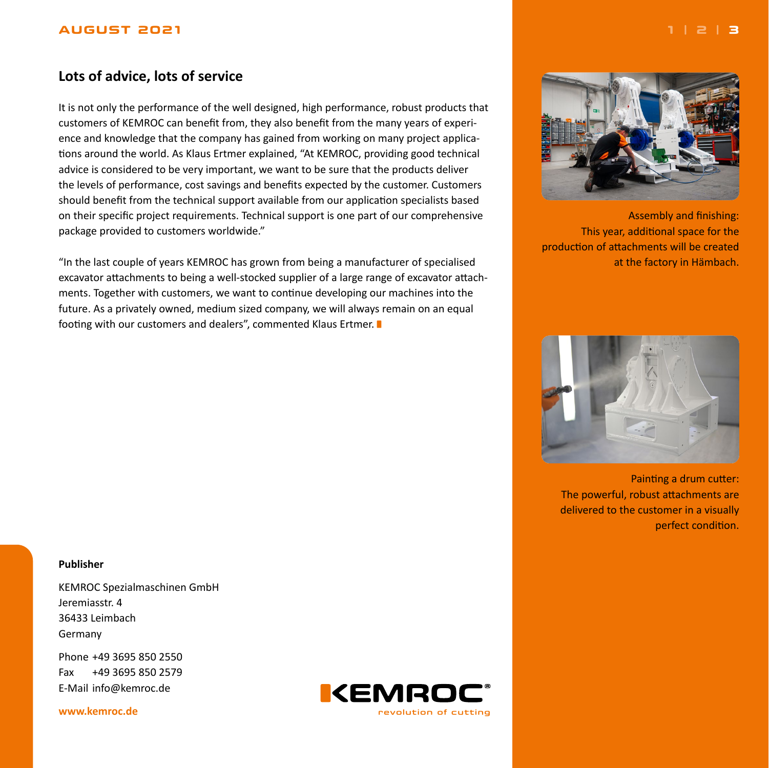## Lots of advice, lots of service

It is not only the performance of the well designed, high performance, robust products that customers of KEMROC can benefit from, they also benefit from the many years of experience and knowledge that the company has gained from working on many project applications around the world. As Klaus Ertmer explained, "At KEMROC, providing good technical advice is considered to be very important, we want to be sure that the products deliver the levels of performance, cost savings and benefits expected by the customer. Customers should benefit from the technical support available from our application specialists based on their specific project requirements. Technical support is one part of our comprehensive package provided to customers worldwide."

"In the last couple of years KEMROC has grown from being a manufacturer of specialised excavator attachments to being a well-stocked supplier of a large range of excavator attachments. Together with customers, we want to continue developing our machines into the future. As a privately owned, medium sized company, we will always remain on an equal footing with our customers and dealers", commented Klaus Ertmer.

Assembly and finishing: This year, additional space for the production of attachments will be created at the factory in Hämbach.

Painting a drum cutter: The powerful, robust attachments are delivered to the customer in a visually perfect condition.

**Publisher**

KEMROC Spezialmaschinen GmbH
Jeremiasstr. 4
36433 Leimbach
Germany

Phone +49 3695 850 2550
Fax +49 3695 850 2579
E-Mail info@kemroc.de

**www.kemroc.de**

KEMROC® revolution of cutting